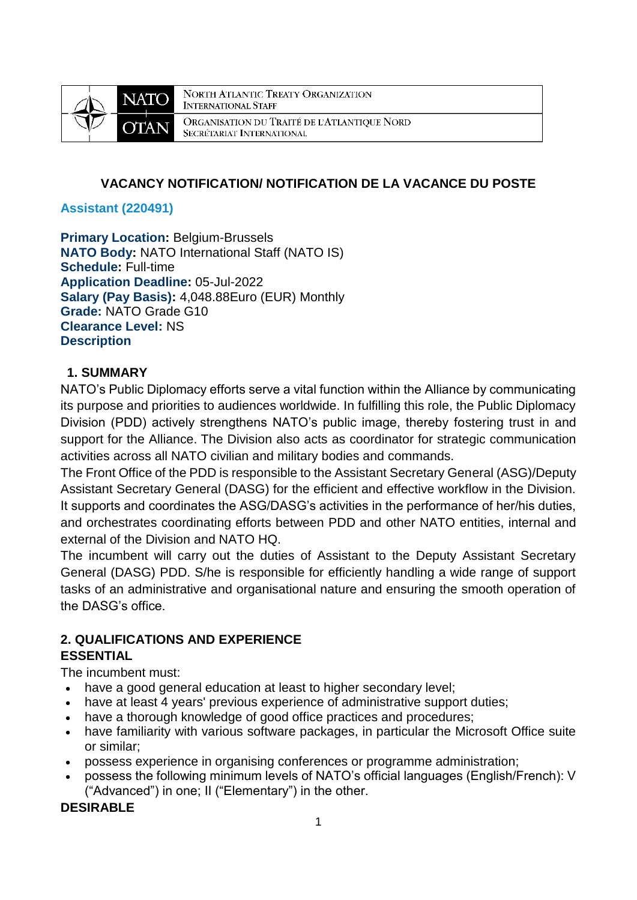NORTH ATLANTIC TREATY ORGANIZATION
INTERNATIONAL STAFF

ORGANISATION DU TRAITÉ DE L'ATLANTIQUE NORD
SECRÉTARIAT INTERNATIONAL

## VACANCY NOTIFICATION/ NOTIFICATION DE LA VACANCE DU POSTE

### Assistant (220491)

**Primary Location:** Belgium-Brussels
**NATO Body:** NATO International Staff (NATO IS)
**Schedule:** Full-time
**Application Deadline:** 05-Jul-2022
**Salary (Pay Basis):** 4,048.88Euro (EUR) Monthly
**Grade:** NATO Grade G10
**Clearance Level:** NS
**Description**

### 1. SUMMARY

NATO's Public Diplomacy efforts serve a vital function within the Alliance by communicating its purpose and priorities to audiences worldwide. In fulfilling this role, the Public Diplomacy Division (PDD) actively strengthens NATO's public image, thereby fostering trust in and support for the Alliance. The Division also acts as coordinator for strategic communication activities across all NATO civilian and military bodies and commands.

The Front Office of the PDD is responsible to the Assistant Secretary General (ASG)/Deputy Assistant Secretary General (DASG) for the efficient and effective workflow in the Division. It supports and coordinates the ASG/DASG's activities in the performance of her/his duties, and orchestrates coordinating efforts between PDD and other NATO entities, internal and external of the Division and NATO HQ.

The incumbent will carry out the duties of Assistant to the Deputy Assistant Secretary General (DASG) PDD. S/he is responsible for efficiently handling a wide range of support tasks of an administrative and organisational nature and ensuring the smooth operation of the DASG's office.

### 2. QUALIFICATIONS AND EXPERIENCE

**ESSENTIAL**

The incumbent must:

- have a good general education at least to higher secondary level;
- have at least 4 years' previous experience of administrative support duties;
- have a thorough knowledge of good office practices and procedures;
- have familiarity with various software packages, in particular the Microsoft Office suite or similar;
- possess experience in organising conferences or programme administration;
- possess the following minimum levels of NATO's official languages (English/French): V ("Advanced") in one; II ("Elementary") in the other.

**DESIRABLE**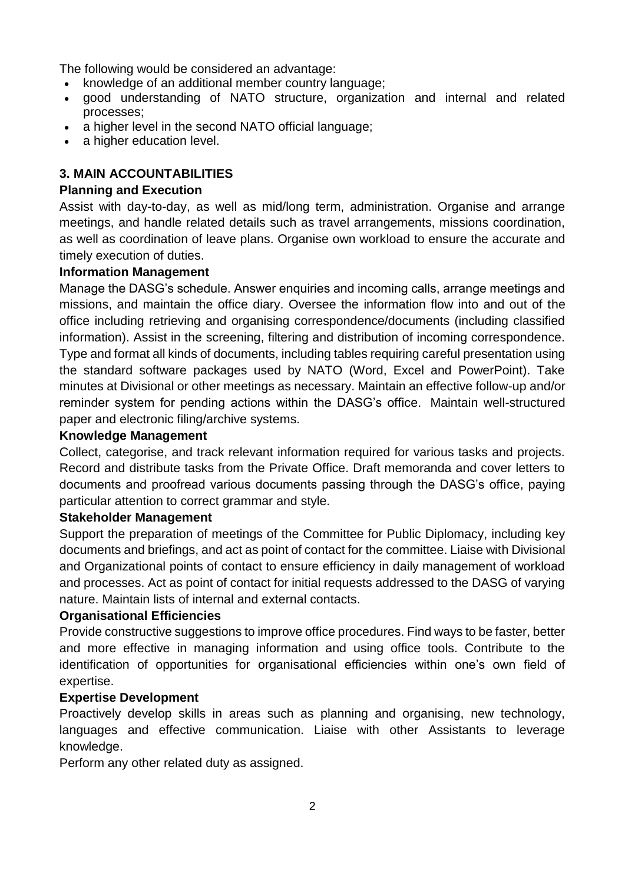The following would be considered an advantage:

- knowledge of an additional member country language;
- good understanding of NATO structure, organization and internal and related processes;
- a higher level in the second NATO official language;
- a higher education level.

## 3. MAIN ACCOUNTABILITIES

**Planning and Execution**

Assist with day-to-day, as well as mid/long term, administration. Organise and arrange meetings, and handle related details such as travel arrangements, missions coordination, as well as coordination of leave plans. Organise own workload to ensure the accurate and timely execution of duties.

**Information Management**

Manage the DASG's schedule. Answer enquiries and incoming calls, arrange meetings and missions, and maintain the office diary. Oversee the information flow into and out of the office including retrieving and organising correspondence/documents (including classified information). Assist in the screening, filtering and distribution of incoming correspondence. Type and format all kinds of documents, including tables requiring careful presentation using the standard software packages used by NATO (Word, Excel and PowerPoint). Take minutes at Divisional or other meetings as necessary. Maintain an effective follow-up and/or reminder system for pending actions within the DASG's office. Maintain well-structured paper and electronic filing/archive systems.

**Knowledge Management**

Collect, categorise, and track relevant information required for various tasks and projects. Record and distribute tasks from the Private Office. Draft memoranda and cover letters to documents and proofread various documents passing through the DASG's office, paying particular attention to correct grammar and style.

**Stakeholder Management**

Support the preparation of meetings of the Committee for Public Diplomacy, including key documents and briefings, and act as point of contact for the committee. Liaise with Divisional and Organizational points of contact to ensure efficiency in daily management of workload and processes. Act as point of contact for initial requests addressed to the DASG of varying nature. Maintain lists of internal and external contacts.

**Organisational Efficiencies**

Provide constructive suggestions to improve office procedures. Find ways to be faster, better and more effective in managing information and using office tools. Contribute to the identification of opportunities for organisational efficiencies within one's own field of expertise.

**Expertise Development**

Proactively develop skills in areas such as planning and organising, new technology, languages and effective communication. Liaise with other Assistants to leverage knowledge.

Perform any other related duty as assigned.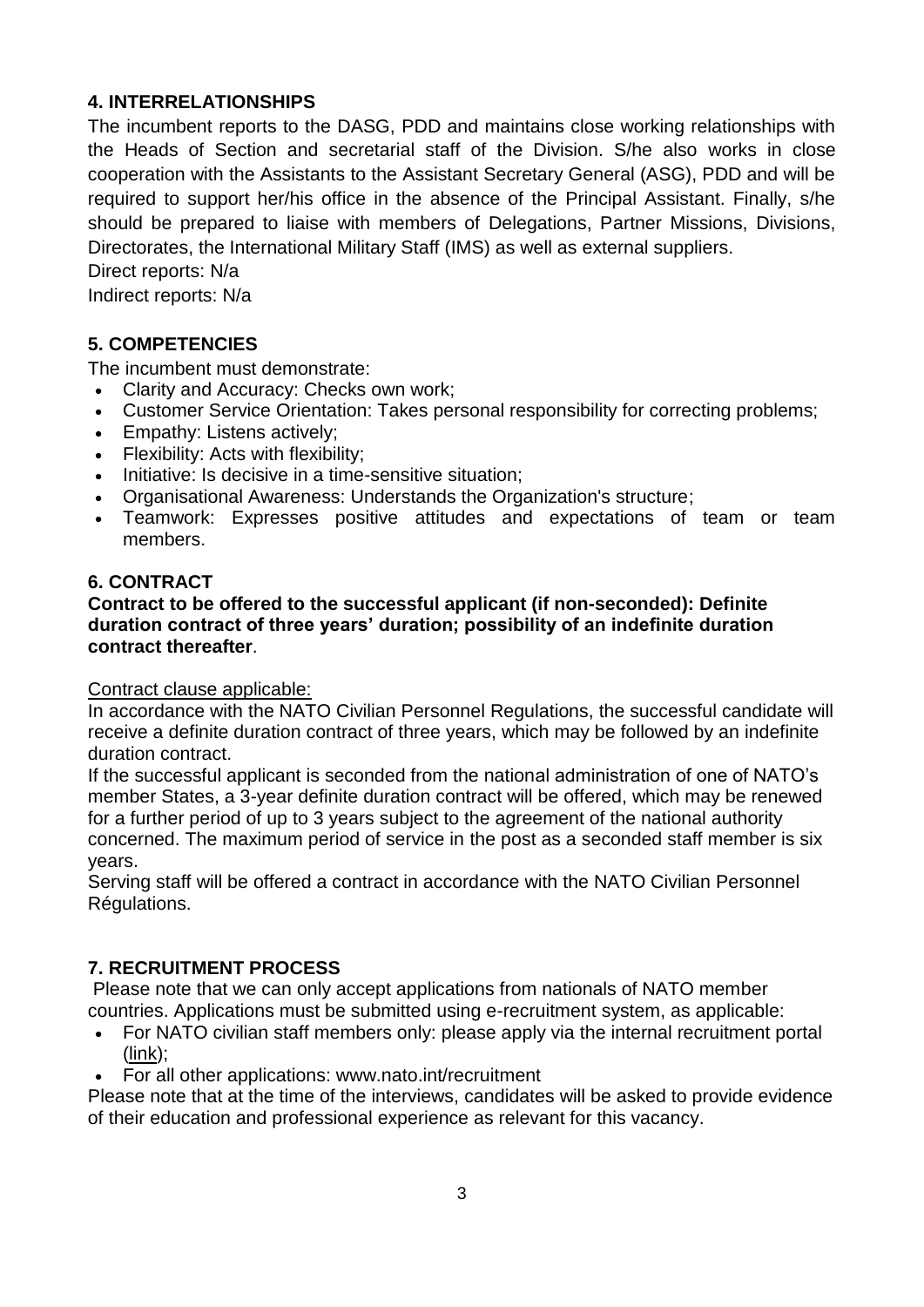## 4. INTERRELATIONSHIPS

The incumbent reports to the DASG, PDD and maintains close working relationships with the Heads of Section and secretarial staff of the Division. S/he also works in close cooperation with the Assistants to the Assistant Secretary General (ASG), PDD and will be required to support her/his office in the absence of the Principal Assistant. Finally, s/he should be prepared to liaise with members of Delegations, Partner Missions, Divisions, Directorates, the International Military Staff (IMS) as well as external suppliers.

Direct reports: N/a

Indirect reports: N/a

## 5. COMPETENCIES

The incumbent must demonstrate:

- Clarity and Accuracy: Checks own work;
- Customer Service Orientation: Takes personal responsibility for correcting problems;
- Empathy: Listens actively;
- Flexibility: Acts with flexibility;
- Initiative: Is decisive in a time-sensitive situation;
- Organisational Awareness: Understands the Organization's structure;
- Teamwork: Expresses positive attitudes and expectations of team or team members.

## 6. CONTRACT

**Contract to be offered to the successful applicant (if non-seconded): Definite duration contract of three years' duration; possibility of an indefinite duration contract thereafter**.

Contract clause applicable:

In accordance with the NATO Civilian Personnel Regulations, the successful candidate will receive a definite duration contract of three years, which may be followed by an indefinite duration contract.

If the successful applicant is seconded from the national administration of one of NATO's member States, a 3-year definite duration contract will be offered, which may be renewed for a further period of up to 3 years subject to the agreement of the national authority concerned. The maximum period of service in the post as a seconded staff member is six years.

Serving staff will be offered a contract in accordance with the NATO Civilian Personnel Régulations.

## 7. RECRUITMENT PROCESS

Please note that we can only accept applications from nationals of NATO member countries. Applications must be submitted using e-recruitment system, as applicable:

- For NATO civilian staff members only: please apply via the internal recruitment portal (link);
- For all other applications: www.nato.int/recruitment

Please note that at the time of the interviews, candidates will be asked to provide evidence of their education and professional experience as relevant for this vacancy.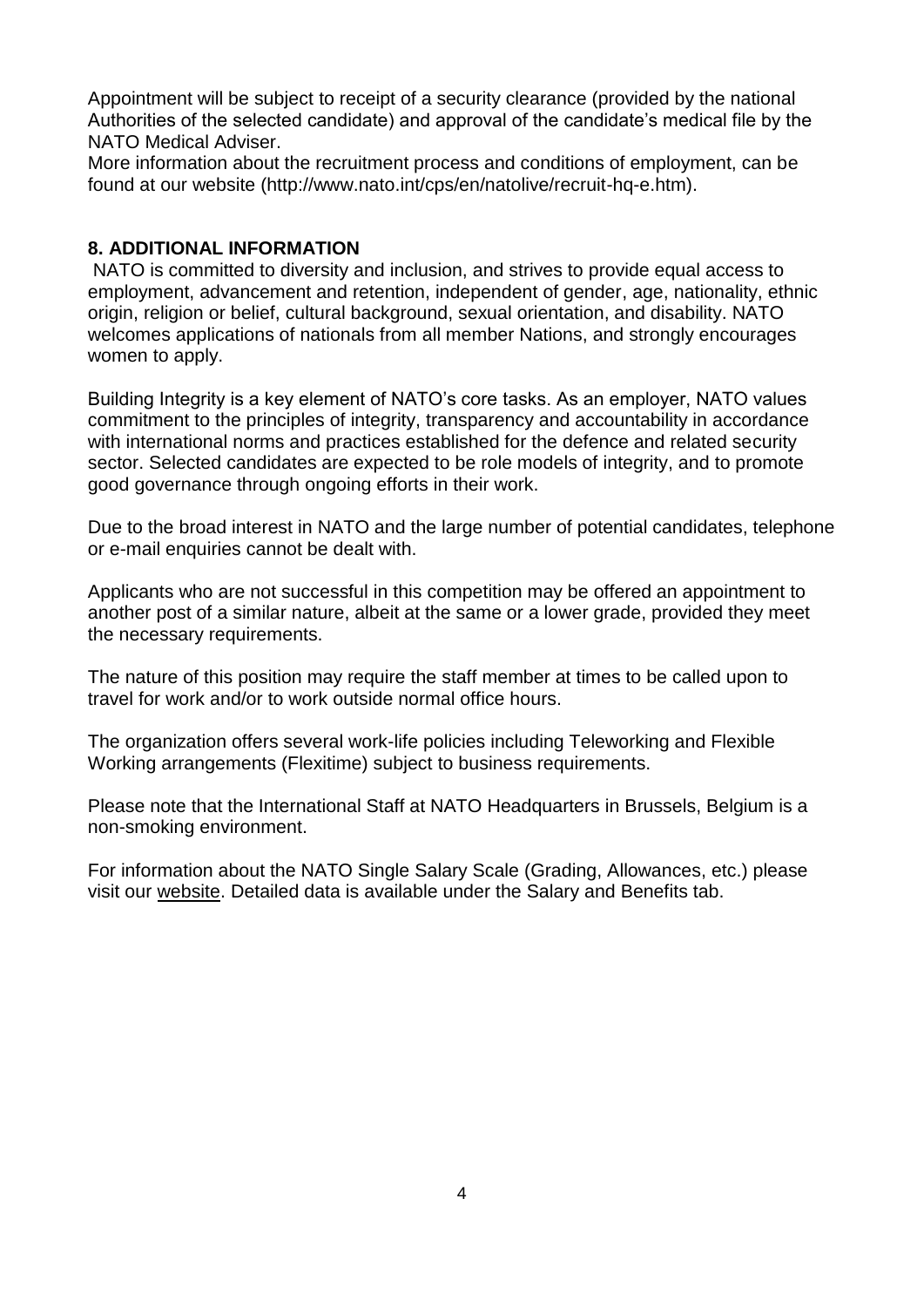Appointment will be subject to receipt of a security clearance (provided by the national Authorities of the selected candidate) and approval of the candidate's medical file by the NATO Medical Adviser.

More information about the recruitment process and conditions of employment, can be found at our website (http://www.nato.int/cps/en/natolive/recruit-hq-e.htm).

## 8. ADDITIONAL INFORMATION

NATO is committed to diversity and inclusion, and strives to provide equal access to employment, advancement and retention, independent of gender, age, nationality, ethnic origin, religion or belief, cultural background, sexual orientation, and disability. NATO welcomes applications of nationals from all member Nations, and strongly encourages women to apply.

Building Integrity is a key element of NATO's core tasks. As an employer, NATO values commitment to the principles of integrity, transparency and accountability in accordance with international norms and practices established for the defence and related security sector. Selected candidates are expected to be role models of integrity, and to promote good governance through ongoing efforts in their work.

Due to the broad interest in NATO and the large number of potential candidates, telephone or e-mail enquiries cannot be dealt with.

Applicants who are not successful in this competition may be offered an appointment to another post of a similar nature, albeit at the same or a lower grade, provided they meet the necessary requirements.

The nature of this position may require the staff member at times to be called upon to travel for work and/or to work outside normal office hours.

The organization offers several work-life policies including Teleworking and Flexible Working arrangements (Flexitime) subject to business requirements.

Please note that the International Staff at NATO Headquarters in Brussels, Belgium is a non-smoking environment.

For information about the NATO Single Salary Scale (Grading, Allowances, etc.) please visit our website. Detailed data is available under the Salary and Benefits tab.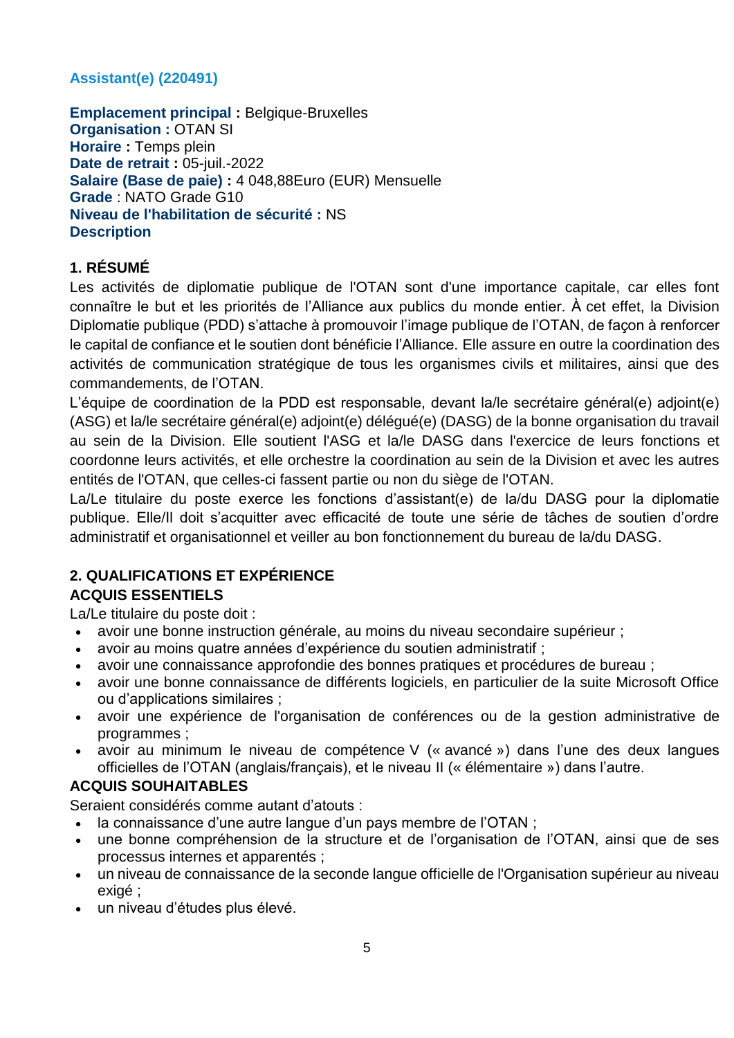### Assistant(e) (220491)

**Emplacement principal :** Belgique-Bruxelles
**Organisation :** OTAN SI
**Horaire :** Temps plein
**Date de retrait :** 05-juil.-2022
**Salaire (Base de paie) :** 4 048,88Euro (EUR) Mensuelle
**Grade** : NATO Grade G10
**Niveau de l'habilitation de sécurité :** NS
**Description**

#### 1. RÉSUMÉ

Les activités de diplomatie publique de l'OTAN sont d'une importance capitale, car elles font connaître le but et les priorités de l'Alliance aux publics du monde entier. À cet effet, la Division Diplomatie publique (PDD) s'attache à promouvoir l'image publique de l'OTAN, de façon à renforcer le capital de confiance et le soutien dont bénéficie l'Alliance. Elle assure en outre la coordination des activités de communication stratégique de tous les organismes civils et militaires, ainsi que des commandements, de l'OTAN.

L'équipe de coordination de la PDD est responsable, devant la/le secrétaire général(e) adjoint(e) (ASG) et la/le secrétaire général(e) adjoint(e) délégué(e) (DASG) de la bonne organisation du travail au sein de la Division. Elle soutient l'ASG et la/le DASG dans l'exercice de leurs fonctions et coordonne leurs activités, et elle orchestre la coordination au sein de la Division et avec les autres entités de l'OTAN, que celles-ci fassent partie ou non du siège de l'OTAN.

La/Le titulaire du poste exerce les fonctions d'assistant(e) de la/du DASG pour la diplomatie publique. Elle/Il doit s'acquitter avec efficacité de toute une série de tâches de soutien d'ordre administratif et organisationnel et veiller au bon fonctionnement du bureau de la/du DASG.

#### 2. QUALIFICATIONS ET EXPÉRIENCE

**ACQUIS ESSENTIELS**

La/Le titulaire du poste doit :

- avoir une bonne instruction générale, au moins du niveau secondaire supérieur ;
- avoir au moins quatre années d'expérience du soutien administratif ;
- avoir une connaissance approfondie des bonnes pratiques et procédures de bureau ;
- avoir une bonne connaissance de différents logiciels, en particulier de la suite Microsoft Office ou d'applications similaires ;
- avoir une expérience de l'organisation de conférences ou de la gestion administrative de programmes ;
- avoir au minimum le niveau de compétence V (« avancé ») dans l'une des deux langues officielles de l'OTAN (anglais/français), et le niveau II (« élémentaire ») dans l'autre.

**ACQUIS SOUHAITABLES**

Seraient considérés comme autant d'atouts :

- la connaissance d'une autre langue d'un pays membre de l'OTAN ;
- une bonne compréhension de la structure et de l'organisation de l'OTAN, ainsi que de ses processus internes et apparentés ;
- un niveau de connaissance de la seconde langue officielle de l'Organisation supérieur au niveau exigé ;
- un niveau d'études plus élevé.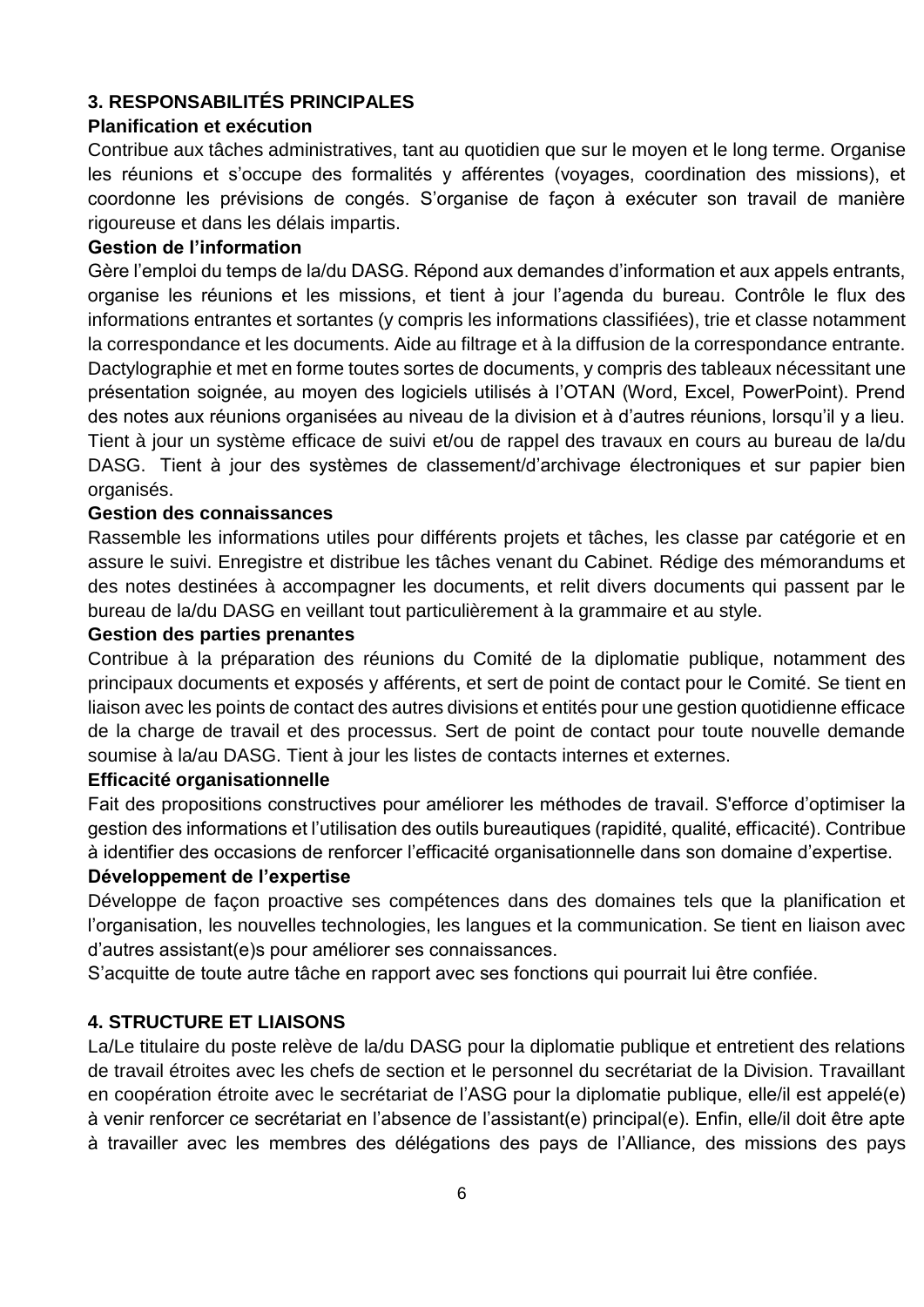## 3. RESPONSABILITÉS PRINCIPALES

**Planification et exécution**

Contribue aux tâches administratives, tant au quotidien que sur le moyen et le long terme. Organise les réunions et s'occupe des formalités y afférentes (voyages, coordination des missions), et coordonne les prévisions de congés. S'organise de façon à exécuter son travail de manière rigoureuse et dans les délais impartis.

**Gestion de l'information**

Gère l'emploi du temps de la/du DASG. Répond aux demandes d'information et aux appels entrants, organise les réunions et les missions, et tient à jour l'agenda du bureau. Contrôle le flux des informations entrantes et sortantes (y compris les informations classifiées), trie et classe notamment la correspondance et les documents. Aide au filtrage et à la diffusion de la correspondance entrante. Dactylographie et met en forme toutes sortes de documents, y compris des tableaux nécessitant une présentation soignée, au moyen des logiciels utilisés à l'OTAN (Word, Excel, PowerPoint). Prend des notes aux réunions organisées au niveau de la division et à d'autres réunions, lorsqu'il y a lieu. Tient à jour un système efficace de suivi et/ou de rappel des travaux en cours au bureau de la/du DASG. Tient à jour des systèmes de classement/d'archivage électroniques et sur papier bien organisés.

**Gestion des connaissances**

Rassemble les informations utiles pour différents projets et tâches, les classe par catégorie et en assure le suivi. Enregistre et distribue les tâches venant du Cabinet. Rédige des mémorandums et des notes destinées à accompagner les documents, et relit divers documents qui passent par le bureau de la/du DASG en veillant tout particulièrement à la grammaire et au style.

**Gestion des parties prenantes**

Contribue à la préparation des réunions du Comité de la diplomatie publique, notamment des principaux documents et exposés y afférents, et sert de point de contact pour le Comité. Se tient en liaison avec les points de contact des autres divisions et entités pour une gestion quotidienne efficace de la charge de travail et des processus. Sert de point de contact pour toute nouvelle demande soumise à la/au DASG. Tient à jour les listes de contacts internes et externes.

**Efficacité organisationnelle**

Fait des propositions constructives pour améliorer les méthodes de travail. S'efforce d'optimiser la gestion des informations et l'utilisation des outils bureautiques (rapidité, qualité, efficacité). Contribue à identifier des occasions de renforcer l'efficacité organisationnelle dans son domaine d'expertise.

**Développement de l'expertise**

Développe de façon proactive ses compétences dans des domaines tels que la planification et l'organisation, les nouvelles technologies, les langues et la communication. Se tient en liaison avec d'autres assistant(e)s pour améliorer ses connaissances.

S'acquitte de toute autre tâche en rapport avec ses fonctions qui pourrait lui être confiée.

## 4. STRUCTURE ET LIAISONS

La/Le titulaire du poste relève de la/du DASG pour la diplomatie publique et entretient des relations de travail étroites avec les chefs de section et le personnel du secrétariat de la Division. Travaillant en coopération étroite avec le secrétariat de l'ASG pour la diplomatie publique, elle/il est appelé(e) à venir renforcer ce secrétariat en l'absence de l'assistant(e) principal(e). Enfin, elle/il doit être apte à travailler avec les membres des délégations des pays de l'Alliance, des missions des pays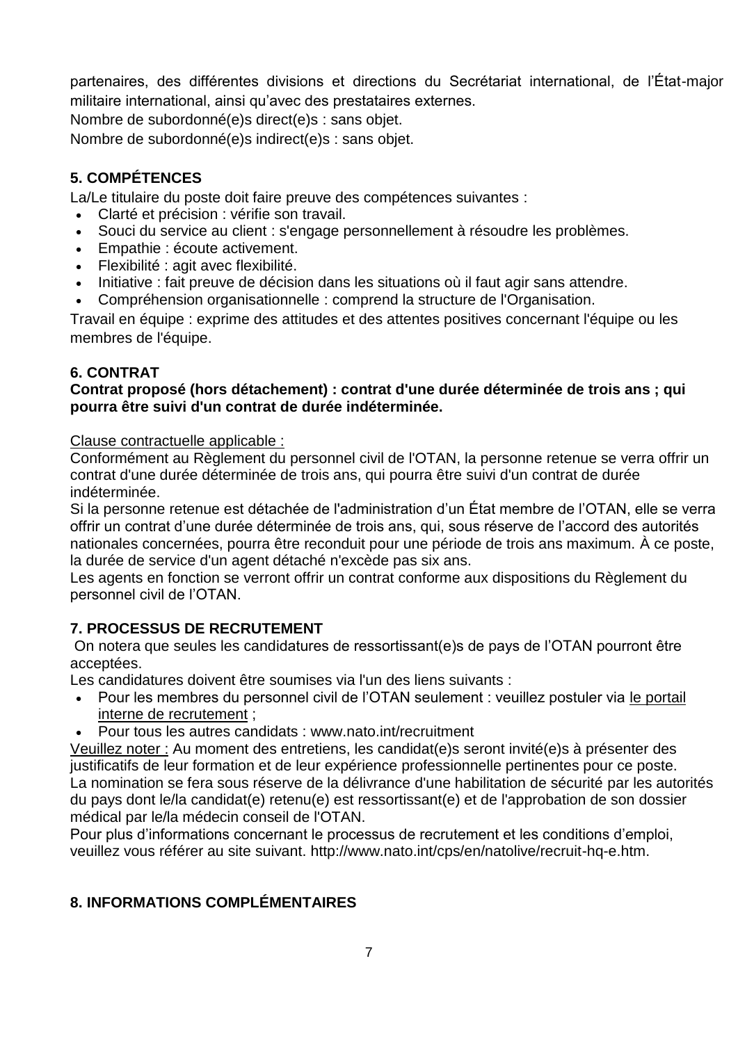partenaires, des différentes divisions et directions du Secrétariat international, de l'État-major militaire international, ainsi qu'avec des prestataires externes.

Nombre de subordonné(e)s direct(e)s : sans objet.

Nombre de subordonné(e)s indirect(e)s : sans objet.

## 5. COMPÉTENCES

La/Le titulaire du poste doit faire preuve des compétences suivantes :

- Clarté et précision : vérifie son travail.
- Souci du service au client : s'engage personnellement à résoudre les problèmes.
- Empathie : écoute activement.
- Flexibilité : agit avec flexibilité.
- Initiative : fait preuve de décision dans les situations où il faut agir sans attendre.
- Compréhension organisationnelle : comprend la structure de l'Organisation.

Travail en équipe : exprime des attitudes et des attentes positives concernant l'équipe ou les membres de l'équipe.

## 6. CONTRAT

**Contrat proposé (hors détachement) : contrat d'une durée déterminée de trois ans ; qui pourra être suivi d'un contrat de durée indéterminée.**

Clause contractuelle applicable :

Conformément au Règlement du personnel civil de l'OTAN, la personne retenue se verra offrir un contrat d'une durée déterminée de trois ans, qui pourra être suivi d'un contrat de durée indéterminée.

Si la personne retenue est détachée de l'administration d'un État membre de l'OTAN, elle se verra offrir un contrat d'une durée déterminée de trois ans, qui, sous réserve de l'accord des autorités nationales concernées, pourra être reconduit pour une période de trois ans maximum. À ce poste, la durée de service d'un agent détaché n'excède pas six ans.

Les agents en fonction se verront offrir un contrat conforme aux dispositions du Règlement du personnel civil de l'OTAN.

## 7. PROCESSUS DE RECRUTEMENT

On notera que seules les candidatures de ressortissant(e)s de pays de l'OTAN pourront être acceptées.

Les candidatures doivent être soumises via l'un des liens suivants :

- Pour les membres du personnel civil de l'OTAN seulement : veuillez postuler via le portail interne de recrutement ;
- Pour tous les autres candidats : www.nato.int/recruitment

Veuillez noter : Au moment des entretiens, les candidat(e)s seront invité(e)s à présenter des justificatifs de leur formation et de leur expérience professionnelle pertinentes pour ce poste.

La nomination se fera sous réserve de la délivrance d'une habilitation de sécurité par les autorités du pays dont le/la candidat(e) retenu(e) est ressortissant(e) et de l'approbation de son dossier médical par le/la médecin conseil de l'OTAN.

Pour plus d'informations concernant le processus de recrutement et les conditions d'emploi, veuillez vous référer au site suivant. http://www.nato.int/cps/en/natolive/recruit-hq-e.htm.

## 8. INFORMATIONS COMPLÉMENTAIRES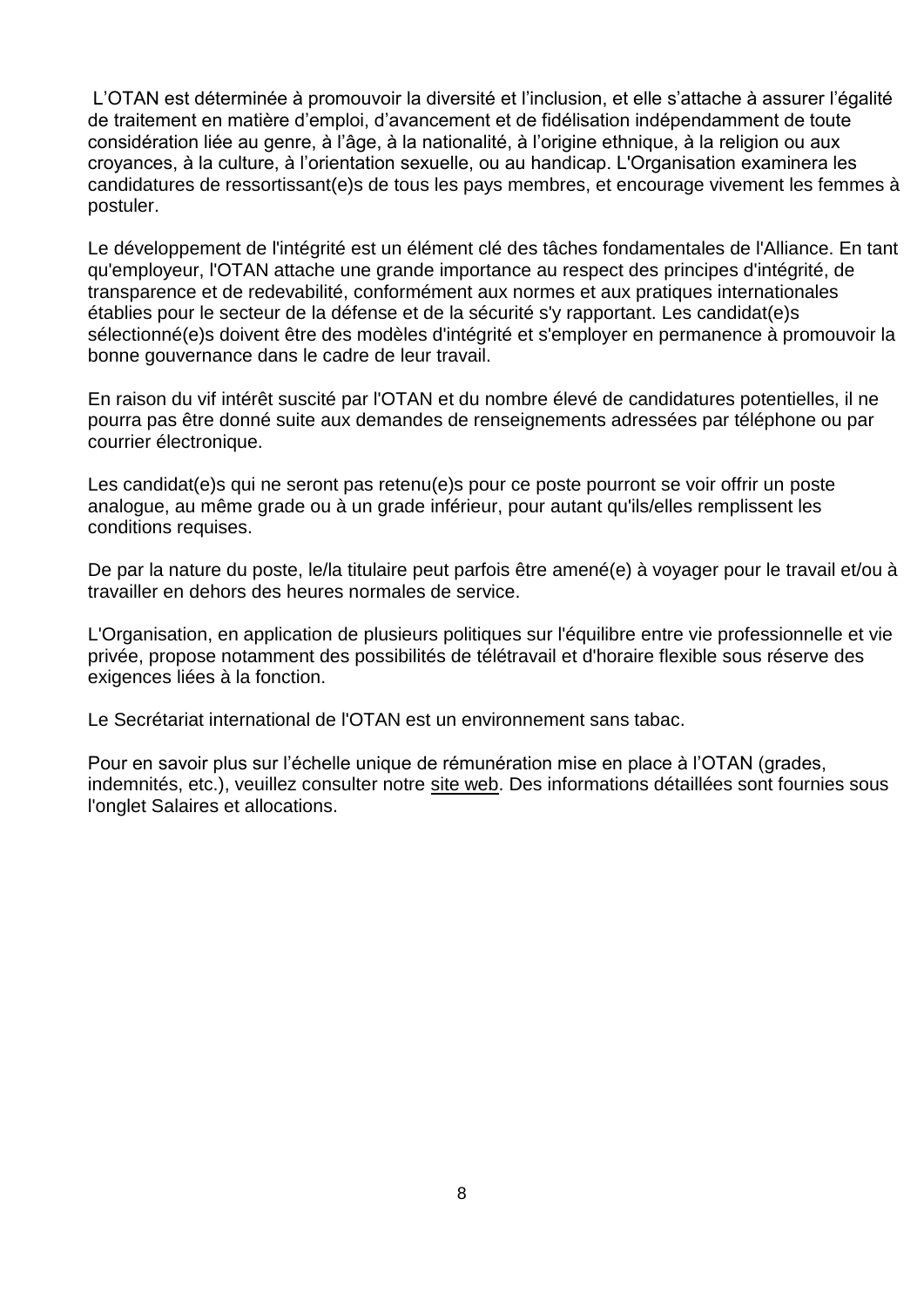L'OTAN est déterminée à promouvoir la diversité et l'inclusion, et elle s'attache à assurer l'égalité de traitement en matière d'emploi, d'avancement et de fidélisation indépendamment de toute considération liée au genre, à l'âge, à la nationalité, à l'origine ethnique, à la religion ou aux croyances, à la culture, à l'orientation sexuelle, ou au handicap. L'Organisation examinera les candidatures de ressortissant(e)s de tous les pays membres, et encourage vivement les femmes à postuler.

Le développement de l'intégrité est un élément clé des tâches fondamentales de l'Alliance. En tant qu'employeur, l'OTAN attache une grande importance au respect des principes d'intégrité, de transparence et de redevabilité, conformément aux normes et aux pratiques internationales établies pour le secteur de la défense et de la sécurité s'y rapportant. Les candidat(e)s sélectionné(e)s doivent être des modèles d'intégrité et s'employer en permanence à promouvoir la bonne gouvernance dans le cadre de leur travail.

En raison du vif intérêt suscité par l'OTAN et du nombre élevé de candidatures potentielles, il ne pourra pas être donné suite aux demandes de renseignements adressées par téléphone ou par courrier électronique.

Les candidat(e)s qui ne seront pas retenu(e)s pour ce poste pourront se voir offrir un poste analogue, au même grade ou à un grade inférieur, pour autant qu'ils/elles remplissent les conditions requises.

De par la nature du poste, le/la titulaire peut parfois être amené(e) à voyager pour le travail et/ou à travailler en dehors des heures normales de service.

L'Organisation, en application de plusieurs politiques sur l'équilibre entre vie professionnelle et vie privée, propose notamment des possibilités de télétravail et d'horaire flexible sous réserve des exigences liées à la fonction.

Le Secrétariat international de l'OTAN est un environnement sans tabac.

Pour en savoir plus sur l'échelle unique de rémunération mise en place à l'OTAN (grades, indemnités, etc.), veuillez consulter notre site web. Des informations détaillées sont fournies sous l'onglet Salaires et allocations.